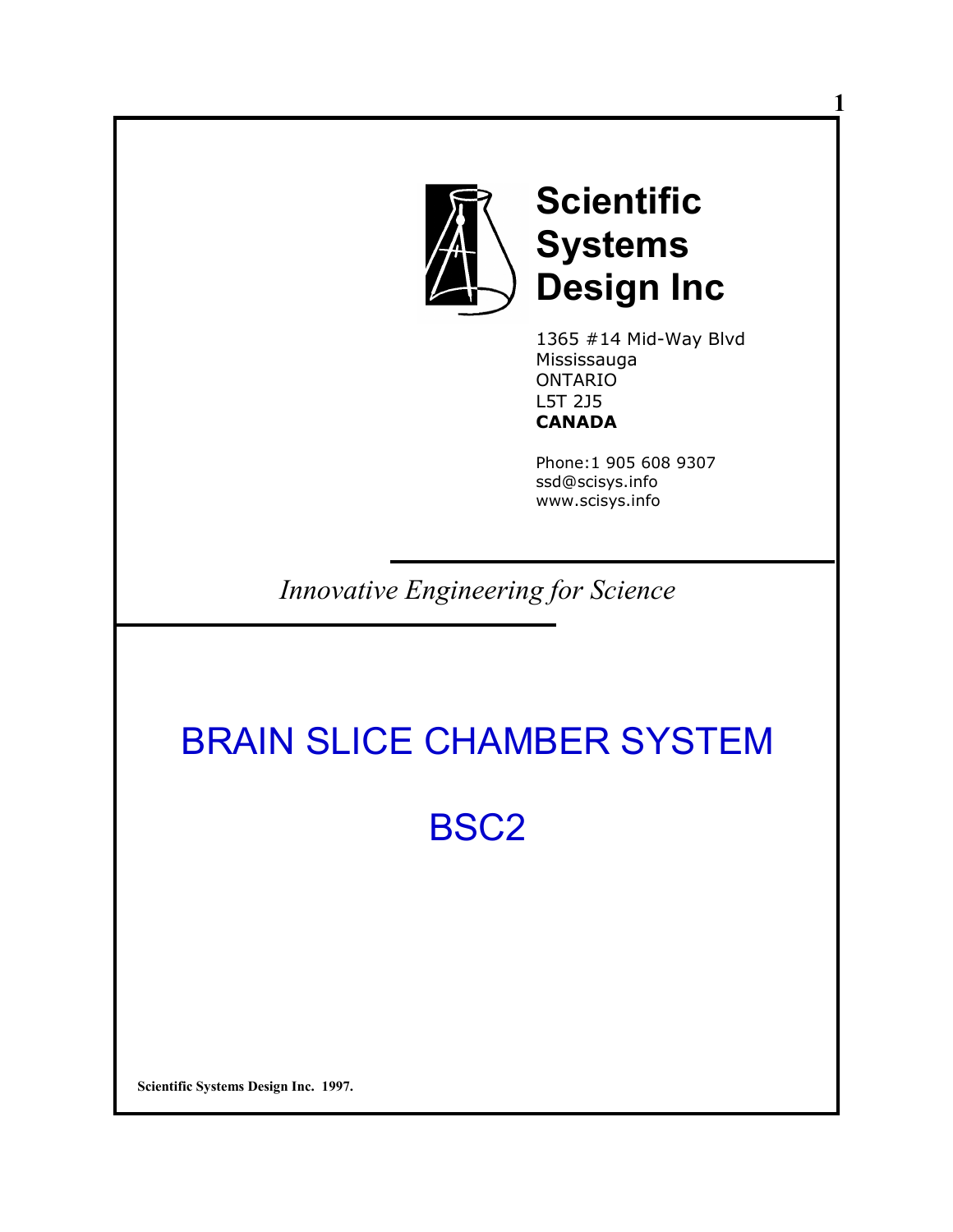# Scientific Systems Design Inc

1365 #14 Mid-Way Blvd
Mississauga
ONTARIO
L5T 2J5
**CANADA**

Phone:1 905 608 9307
ssd@scisys.info
www.scisys.info

*Innovative Engineering for Science*

# BRAIN SLICE CHAMBER SYSTEM

# BSC2

**Scientific Systems Design Inc. 1997.**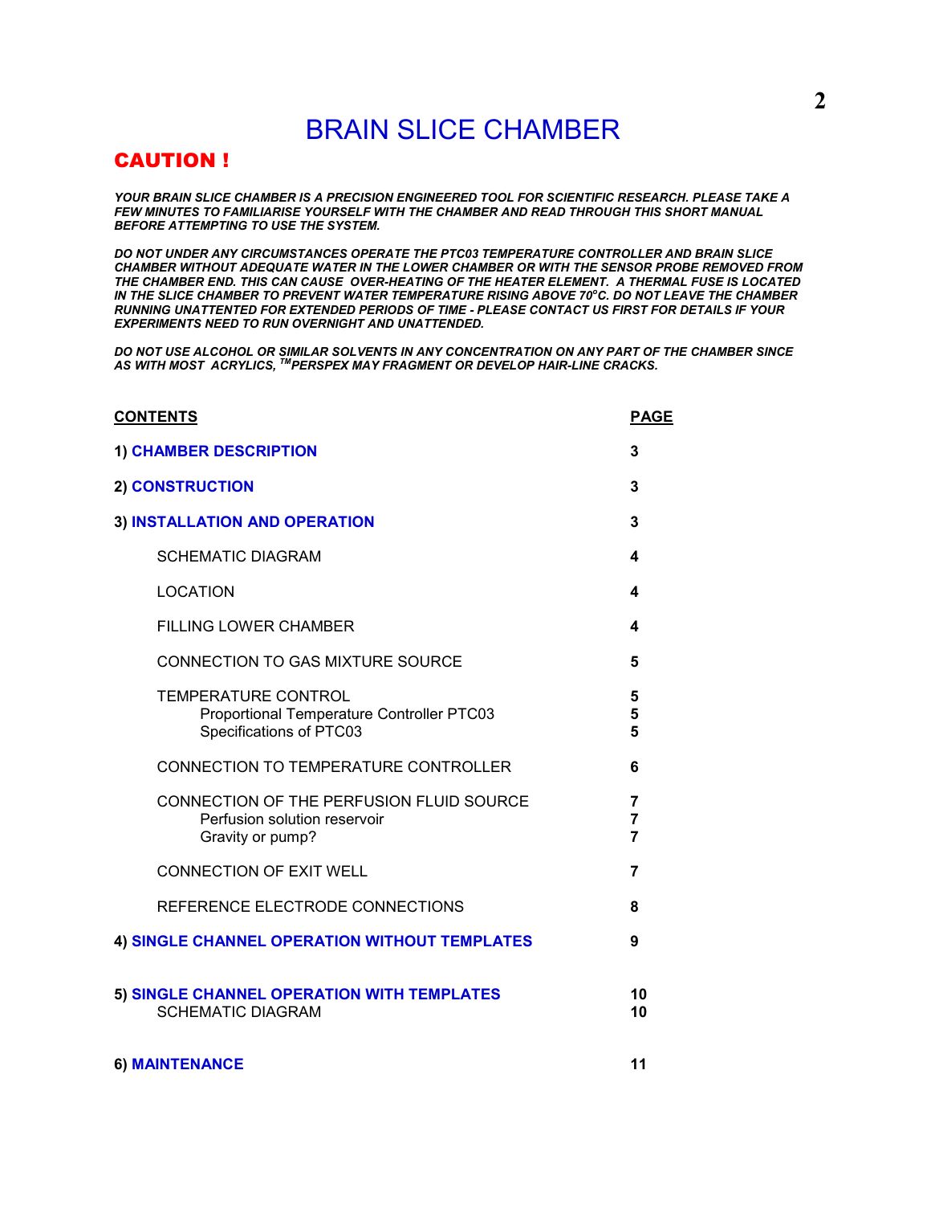# BRAIN SLICE CHAMBER

## CAUTION !

***YOUR BRAIN SLICE CHAMBER IS A PRECISION ENGINEERED TOOL FOR SCIENTIFIC RESEARCH. PLEASE TAKE A FEW MINUTES TO FAMILIARISE YOURSELF WITH THE CHAMBER AND READ THROUGH THIS SHORT MANUAL BEFORE ATTEMPTING TO USE THE SYSTEM.***

***DO NOT UNDER ANY CIRCUMSTANCES OPERATE THE PTC03 TEMPERATURE CONTROLLER AND BRAIN SLICE CHAMBER WITHOUT ADEQUATE WATER IN THE LOWER CHAMBER OR WITH THE SENSOR PROBE REMOVED FROM THE CHAMBER END. THIS CAN CAUSE OVER-HEATING OF THE HEATER ELEMENT. A THERMAL FUSE IS LOCATED IN THE SLICE CHAMBER TO PREVENT WATER TEMPERATURE RISING ABOVE 70°C. DO NOT LEAVE THE CHAMBER RUNNING UNATTENTED FOR EXTENDED PERIODS OF TIME - PLEASE CONTACT US FIRST FOR DETAILS IF YOUR EXPERIMENTS NEED TO RUN OVERNIGHT AND UNATTENDED.***

***DO NOT USE ALCOHOL OR SIMILAR SOLVENTS IN ANY CONCENTRATION ON ANY PART OF THE CHAMBER SINCE AS WITH MOST ACRYLICS, ™PERSPEX MAY FRAGMENT OR DEVELOP HAIR-LINE CRACKS.***

| **CONTENTS** | **PAGE** |
|---|---|
| **1) CHAMBER DESCRIPTION** | **3** |
| **2) CONSTRUCTION** | **3** |
| **3) INSTALLATION AND OPERATION** | **3** |
| SCHEMATIC DIAGRAM | **4** |
| LOCATION | **4** |
| FILLING LOWER CHAMBER | **4** |
| CONNECTION TO GAS MIXTURE SOURCE | **5** |
| TEMPERATURE CONTROL | **5** |
| Proportional Temperature Controller PTC03 | **5** |
| Specifications of PTC03 | **5** |
| CONNECTION TO TEMPERATURE CONTROLLER | **6** |
| CONNECTION OF THE PERFUSION FLUID SOURCE | **7** |
| Perfusion solution reservoir | **7** |
| Gravity or pump? | **7** |
| CONNECTION OF EXIT WELL | **7** |
| REFERENCE ELECTRODE CONNECTIONS | **8** |
| **4) SINGLE CHANNEL OPERATION WITHOUT TEMPLATES** | **9** |
| **5) SINGLE CHANNEL OPERATION WITH TEMPLATES** | **10** |
| SCHEMATIC DIAGRAM | **10** |
| **6) MAINTENANCE** | **11** |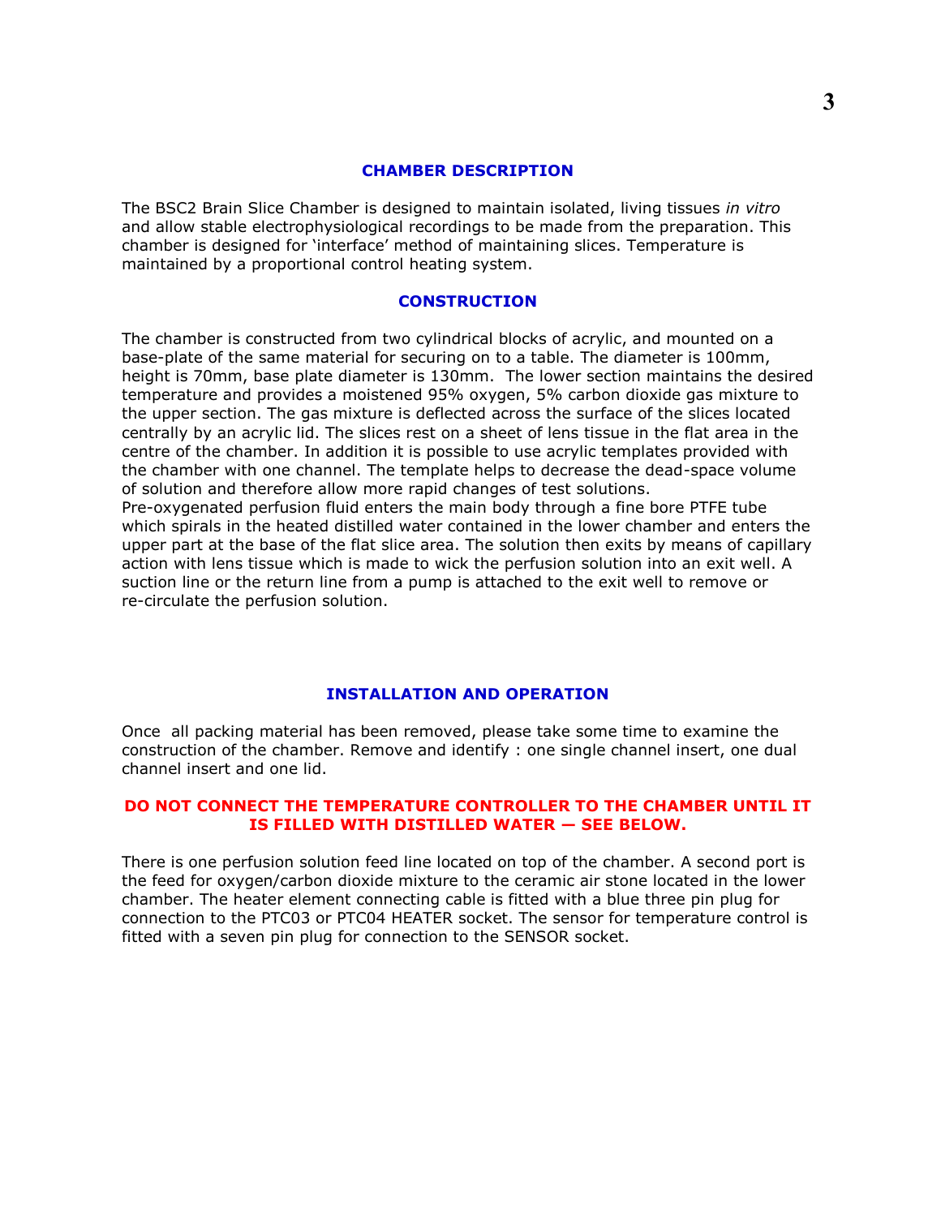## CHAMBER DESCRIPTION

The BSC2 Brain Slice Chamber is designed to maintain isolated, living tissues *in vitro* and allow stable electrophysiological recordings to be made from the preparation. This chamber is designed for 'interface' method of maintaining slices. Temperature is maintained by a proportional control heating system.

## CONSTRUCTION

The chamber is constructed from two cylindrical blocks of acrylic, and mounted on a base-plate of the same material for securing on to a table. The diameter is 100mm, height is 70mm, base plate diameter is 130mm. The lower section maintains the desired temperature and provides a moistened 95% oxygen, 5% carbon dioxide gas mixture to the upper section. The gas mixture is deflected across the surface of the slices located centrally by an acrylic lid. The slices rest on a sheet of lens tissue in the flat area in the centre of the chamber. In addition it is possible to use acrylic templates provided with the chamber with one channel. The template helps to decrease the dead-space volume of solution and therefore allow more rapid changes of test solutions.
Pre-oxygenated perfusion fluid enters the main body through a fine bore PTFE tube which spirals in the heated distilled water contained in the lower chamber and enters the upper part at the base of the flat slice area. The solution then exits by means of capillary action with lens tissue which is made to wick the perfusion solution into an exit well. A suction line or the return line from a pump is attached to the exit well to remove or re-circulate the perfusion solution.

## INSTALLATION AND OPERATION

Once all packing material has been removed, please take some time to examine the construction of the chamber. Remove and identify : one single channel insert, one dual channel insert and one lid.

**DO NOT CONNECT THE TEMPERATURE CONTROLLER TO THE CHAMBER UNTIL IT IS FILLED WITH DISTILLED WATER — SEE BELOW.**

There is one perfusion solution feed line located on top of the chamber. A second port is the feed for oxygen/carbon dioxide mixture to the ceramic air stone located in the lower chamber. The heater element connecting cable is fitted with a blue three pin plug for connection to the PTC03 or PTC04 HEATER socket. The sensor for temperature control is fitted with a seven pin plug for connection to the SENSOR socket.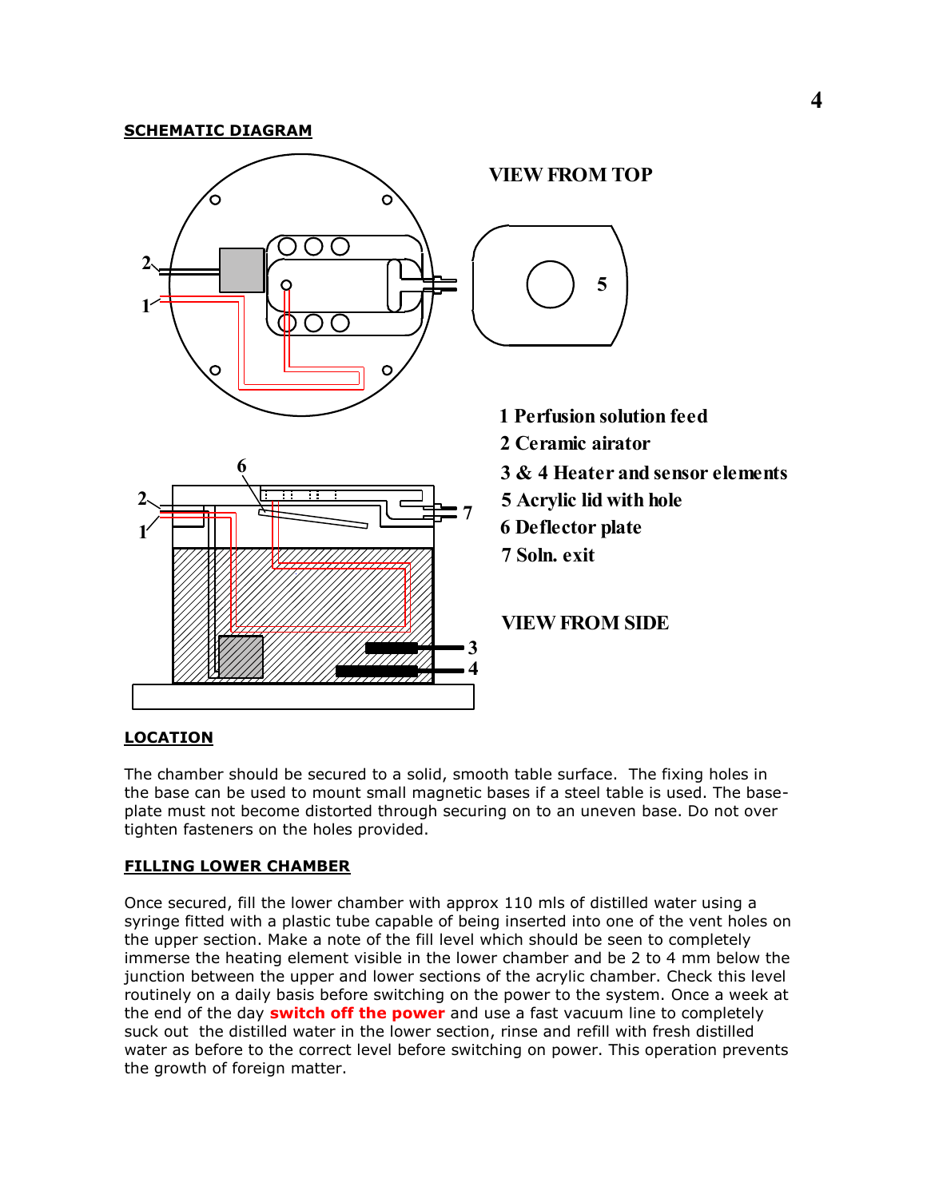## SCHEMATIC DIAGRAM

VIEW FROM TOP

1 Perfusion solution feed
2 Ceramic airator
3 & 4 Heater and sensor elements
5 Acrylic lid with hole
6 Deflector plate
7 Soln. exit

VIEW FROM SIDE

## LOCATION

The chamber should be secured to a solid, smooth table surface. The fixing holes in the base can be used to mount small magnetic bases if a steel table is used. The base-plate must not become distorted through securing on to an uneven base. Do not over tighten fasteners on the holes provided.

## FILLING LOWER CHAMBER

Once secured, fill the lower chamber with approx 110 mls of distilled water using a syringe fitted with a plastic tube capable of being inserted into one of the vent holes on the upper section. Make a note of the fill level which should be seen to completely immerse the heating element visible in the lower chamber and be 2 to 4 mm below the junction between the upper and lower sections of the acrylic chamber. Check this level routinely on a daily basis before switching on the power to the system. Once a week at the end of the day **switch off the power** and use a fast vacuum line to completely suck out the distilled water in the lower section, rinse and refill with fresh distilled water as before to the correct level before switching on power. This operation prevents the growth of foreign matter.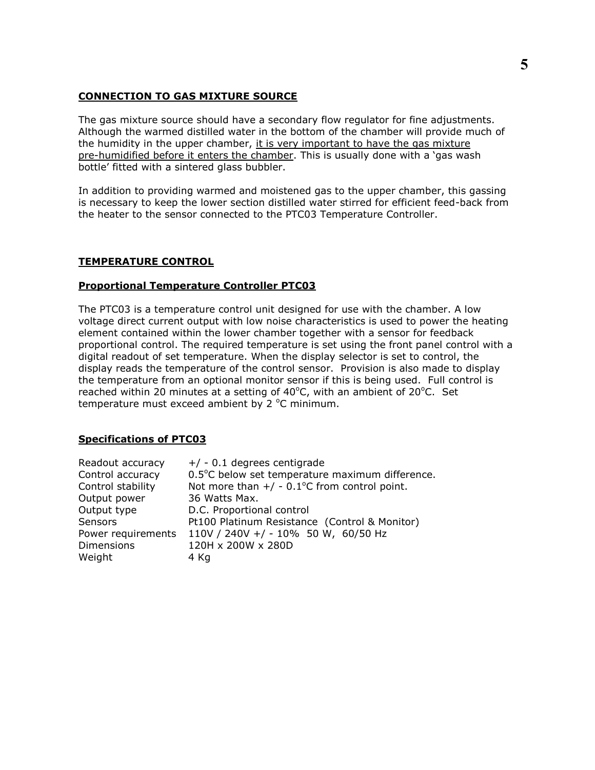## CONNECTION TO GAS MIXTURE SOURCE

The gas mixture source should have a secondary flow regulator for fine adjustments. Although the warmed distilled water in the bottom of the chamber will provide much of the humidity in the upper chamber, <u>it is very important to have the gas mixture pre-humidified before it enters the chamber</u>. This is usually done with a 'gas wash bottle' fitted with a sintered glass bubbler.

In addition to providing warmed and moistened gas to the upper chamber, this gassing is necessary to keep the lower section distilled water stirred for efficient feed-back from the heater to the sensor connected to the PTC03 Temperature Controller.

## TEMPERATURE CONTROL

### Proportional Temperature Controller PTC03

The PTC03 is a temperature control unit designed for use with the chamber. A low voltage direct current output with low noise characteristics is used to power the heating element contained within the lower chamber together with a sensor for feedback proportional control. The required temperature is set using the front panel control with a digital readout of set temperature. When the display selector is set to control, the display reads the temperature of the control sensor. Provision is also made to display the temperature from an optional monitor sensor if this is being used. Full control is reached within 20 minutes at a setting of 40°C, with an ambient of 20°C. Set temperature must exceed ambient by 2 °C minimum.

### Specifications of PTC03

| | |
|---|---|
| Readout accuracy | +/ - 0.1 degrees centigrade |
| Control accuracy | 0.5°C below set temperature maximum difference. |
| Control stability | Not more than +/ - 0.1°C from control point. |
| Output power | 36 Watts Max. |
| Output type | D.C. Proportional control |
| Sensors | Pt100 Platinum Resistance (Control & Monitor) |
| Power requirements | 110V / 240V +/ - 10% 50 W, 60/50 Hz |
| Dimensions | 120H x 200W x 280D |
| Weight | 4 Kg |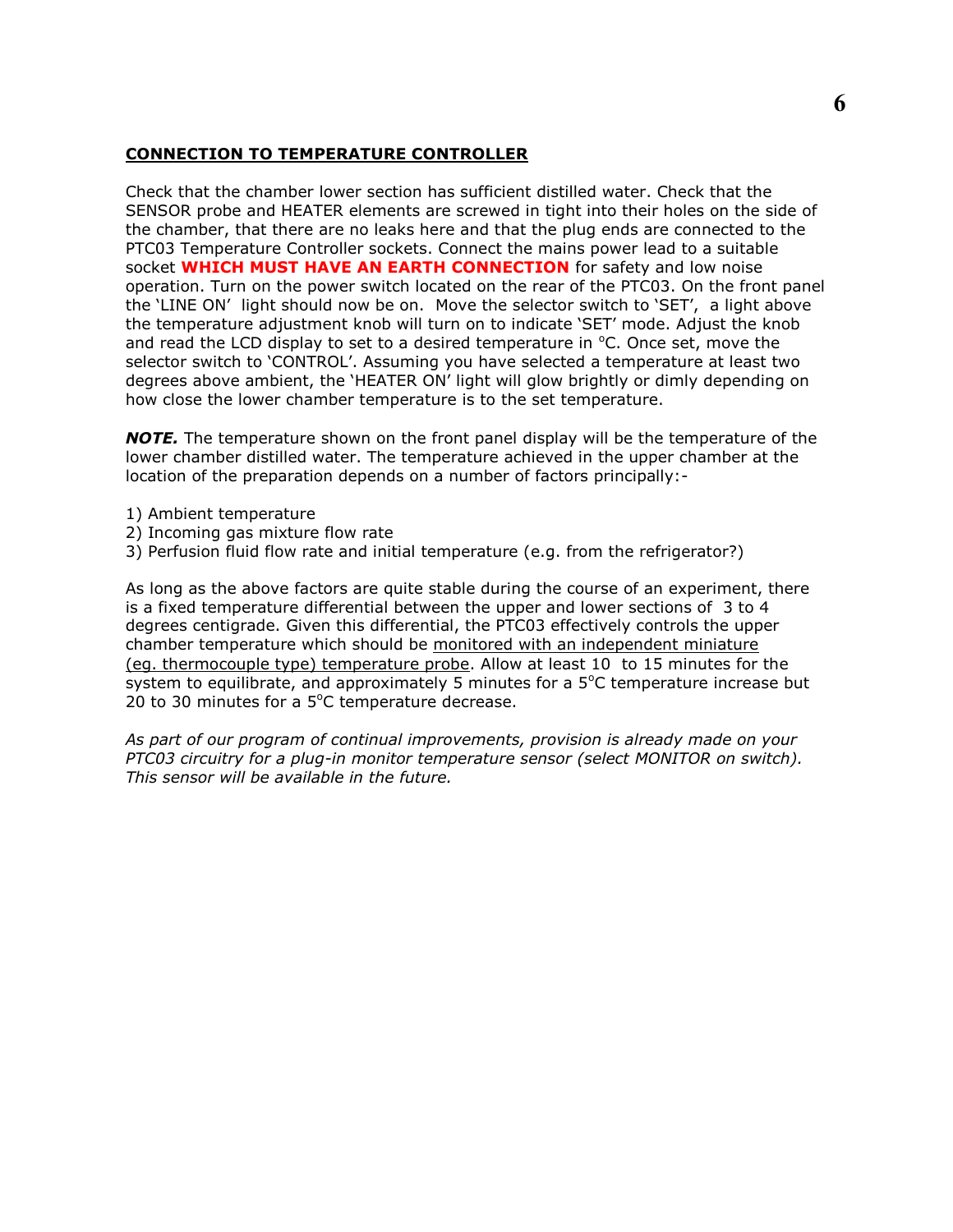## CONNECTION TO TEMPERATURE CONTROLLER

Check that the chamber lower section has sufficient distilled water. Check that the SENSOR probe and HEATER elements are screwed in tight into their holes on the side of the chamber, that there are no leaks here and that the plug ends are connected to the PTC03 Temperature Controller sockets. Connect the mains power lead to a suitable socket **WHICH MUST HAVE AN EARTH CONNECTION** for safety and low noise operation. Turn on the power switch located on the rear of the PTC03. On the front panel the 'LINE ON' light should now be on. Move the selector switch to 'SET', a light above the temperature adjustment knob will turn on to indicate 'SET' mode. Adjust the knob and read the LCD display to set to a desired temperature in $^{o}$C. Once set, move the selector switch to 'CONTROL'. Assuming you have selected a temperature at least two degrees above ambient, the 'HEATER ON' light will glow brightly or dimly depending on how close the lower chamber temperature is to the set temperature.

***NOTE.*** The temperature shown on the front panel display will be the temperature of the lower chamber distilled water. The temperature achieved in the upper chamber at the location of the preparation depends on a number of factors principally:-

1) Ambient temperature
2) Incoming gas mixture flow rate
3) Perfusion fluid flow rate and initial temperature (e.g. from the refrigerator?)

As long as the above factors are quite stable during the course of an experiment, there is a fixed temperature differential between the upper and lower sections of 3 to 4 degrees centigrade. Given this differential, the PTC03 effectively controls the upper chamber temperature which should be monitored with an independent miniature (eg. thermocouple type) temperature probe. Allow at least 10 to 15 minutes for the system to equilibrate, and approximately 5 minutes for a 5$^{o}$C temperature increase but 20 to 30 minutes for a 5$^{o}$C temperature decrease.

*As part of our program of continual improvements, provision is already made on your PTC03 circuitry for a plug-in monitor temperature sensor (select MONITOR on switch). This sensor will be available in the future.*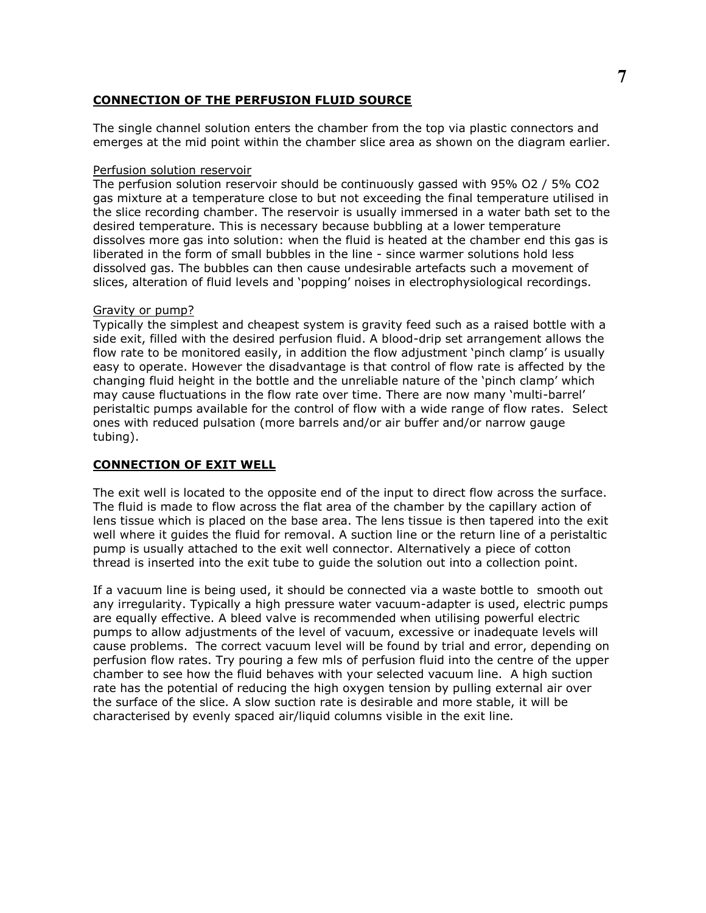## CONNECTION OF THE PERFUSION FLUID SOURCE

The single channel solution enters the chamber from the top via plastic connectors and emerges at the mid point within the chamber slice area as shown on the diagram earlier.

### Perfusion solution reservoir

The perfusion solution reservoir should be continuously gassed with 95% $O_2$ / 5% $CO_2$ gas mixture at a temperature close to but not exceeding the final temperature utilised in the slice recording chamber. The reservoir is usually immersed in a water bath set to the desired temperature. This is necessary because bubbling at a lower temperature dissolves more gas into solution: when the fluid is heated at the chamber end this gas is liberated in the form of small bubbles in the line - since warmer solutions hold less dissolved gas. The bubbles can then cause undesirable artefacts such a movement of slices, alteration of fluid levels and 'popping' noises in electrophysiological recordings.

### Gravity or pump?

Typically the simplest and cheapest system is gravity feed such as a raised bottle with a side exit, filled with the desired perfusion fluid. A blood-drip set arrangement allows the flow rate to be monitored easily, in addition the flow adjustment 'pinch clamp' is usually easy to operate. However the disadvantage is that control of flow rate is affected by the changing fluid height in the bottle and the unreliable nature of the 'pinch clamp' which may cause fluctuations in the flow rate over time. There are now many 'multi-barrel' peristaltic pumps available for the control of flow with a wide range of flow rates. Select ones with reduced pulsation (more barrels and/or air buffer and/or narrow gauge tubing).

## CONNECTION OF EXIT WELL

The exit well is located to the opposite end of the input to direct flow across the surface. The fluid is made to flow across the flat area of the chamber by the capillary action of lens tissue which is placed on the base area. The lens tissue is then tapered into the exit well where it guides the fluid for removal. A suction line or the return line of a peristaltic pump is usually attached to the exit well connector. Alternatively a piece of cotton thread is inserted into the exit tube to guide the solution out into a collection point.

If a vacuum line is being used, it should be connected via a waste bottle to smooth out any irregularity. Typically a high pressure water vacuum-adapter is used, electric pumps are equally effective. A bleed valve is recommended when utilising powerful electric pumps to allow adjustments of the level of vacuum, excessive or inadequate levels will cause problems. The correct vacuum level will be found by trial and error, depending on perfusion flow rates. Try pouring a few mls of perfusion fluid into the centre of the upper chamber to see how the fluid behaves with your selected vacuum line. A high suction rate has the potential of reducing the high oxygen tension by pulling external air over the surface of the slice. A slow suction rate is desirable and more stable, it will be characterised by evenly spaced air/liquid columns visible in the exit line.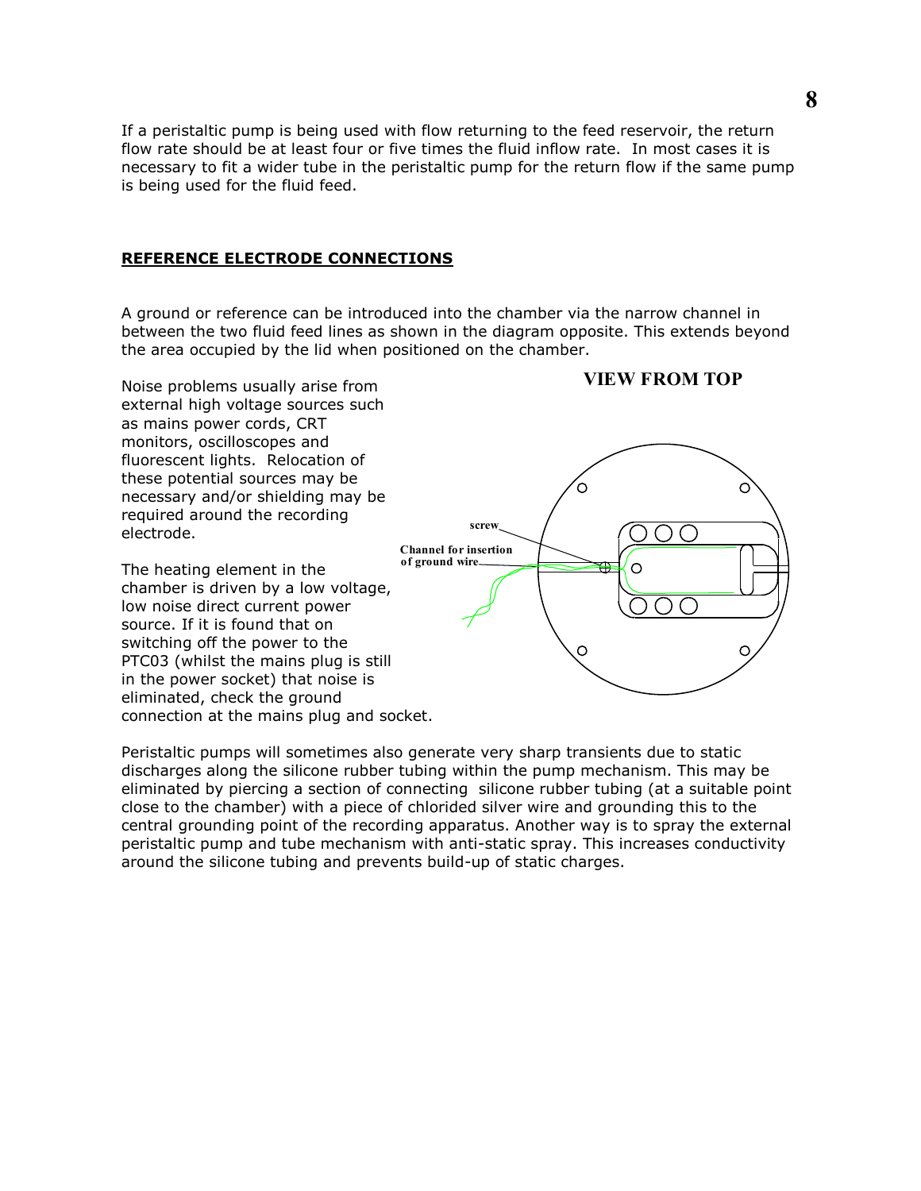If a peristaltic pump is being used with flow returning to the feed reservoir, the return flow rate should be at least four or five times the fluid inflow rate. In most cases it is necessary to fit a wider tube in the peristaltic pump for the return flow if the same pump is being used for the fluid feed.

## REFERENCE ELECTRODE CONNECTIONS

A ground or reference can be introduced into the chamber via the narrow channel in between the two fluid feed lines as shown in the diagram opposite. This extends beyond the area occupied by the lid when positioned on the chamber.

Noise problems usually arise from external high voltage sources such as mains power cords, CRT monitors, oscilloscopes and fluorescent lights. Relocation of these potential sources may be necessary and/or shielding may be required around the recording electrode.

The heating element in the chamber is driven by a low voltage, low noise direct current power source. If it is found that on switching off the power to the PTC03 (whilst the mains plug is still in the power socket) that noise is eliminated, check the ground connection at the mains plug and socket.

VIEW FROM TOP

screw

Channel for insertion of ground wire

Peristaltic pumps will sometimes also generate very sharp transients due to static discharges along the silicone rubber tubing within the pump mechanism. This may be eliminated by piercing a section of connecting silicone rubber tubing (at a suitable point close to the chamber) with a piece of chlorided silver wire and grounding this to the central grounding point of the recording apparatus. Another way is to spray the external peristaltic pump and tube mechanism with anti-static spray. This increases conductivity around the silicone tubing and prevents build-up of static charges.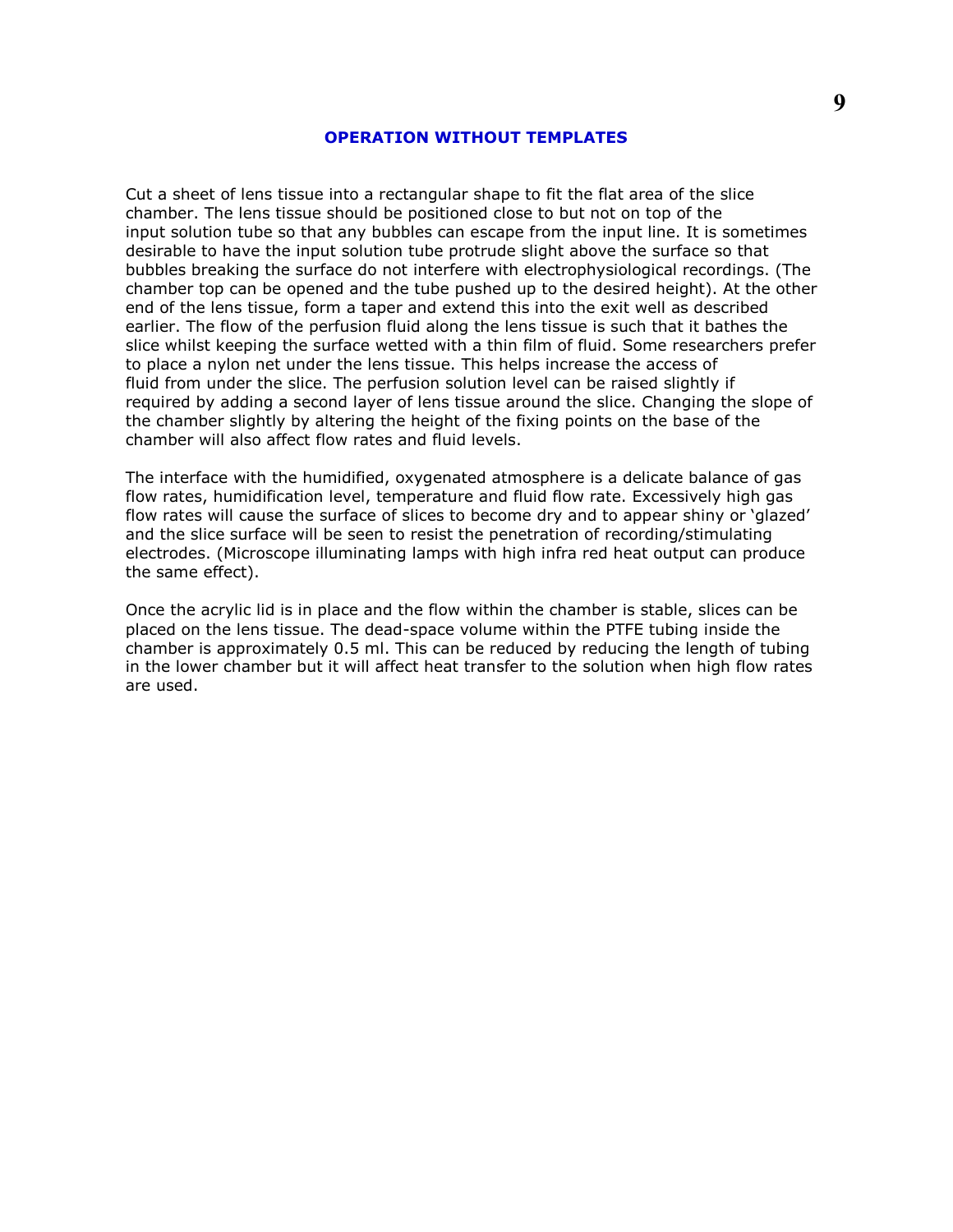## OPERATION WITHOUT TEMPLATES

Cut a sheet of lens tissue into a rectangular shape to fit the flat area of the slice chamber. The lens tissue should be positioned close to but not on top of the input solution tube so that any bubbles can escape from the input line. It is sometimes desirable to have the input solution tube protrude slight above the surface so that bubbles breaking the surface do not interfere with electrophysiological recordings. (The chamber top can be opened and the tube pushed up to the desired height). At the other end of the lens tissue, form a taper and extend this into the exit well as described earlier. The flow of the perfusion fluid along the lens tissue is such that it bathes the slice whilst keeping the surface wetted with a thin film of fluid. Some researchers prefer to place a nylon net under the lens tissue. This helps increase the access of fluid from under the slice. The perfusion solution level can be raised slightly if required by adding a second layer of lens tissue around the slice. Changing the slope of the chamber slightly by altering the height of the fixing points on the base of the chamber will also affect flow rates and fluid levels.

The interface with the humidified, oxygenated atmosphere is a delicate balance of gas flow rates, humidification level, temperature and fluid flow rate. Excessively high gas flow rates will cause the surface of slices to become dry and to appear shiny or 'glazed' and the slice surface will be seen to resist the penetration of recording/stimulating electrodes. (Microscope illuminating lamps with high infra red heat output can produce the same effect).

Once the acrylic lid is in place and the flow within the chamber is stable, slices can be placed on the lens tissue. The dead-space volume within the PTFE tubing inside the chamber is approximately 0.5 ml. This can be reduced by reducing the length of tubing in the lower chamber but it will affect heat transfer to the solution when high flow rates are used.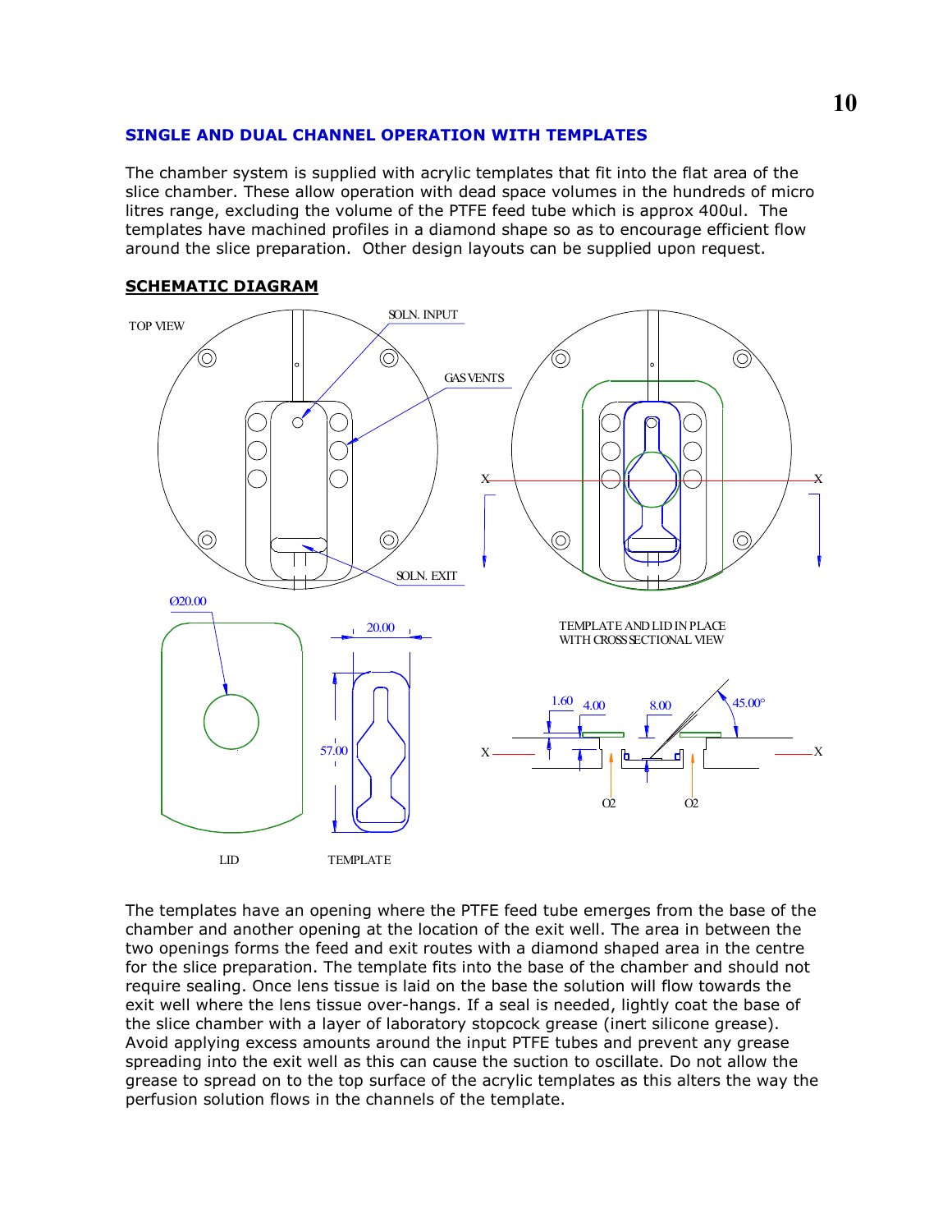## SINGLE AND DUAL CHANNEL OPERATION WITH TEMPLATES

The chamber system is supplied with acrylic templates that fit into the flat area of the slice chamber. These allow operation with dead space volumes in the hundreds of micro litres range, excluding the volume of the PTFE feed tube which is approx 400ul. The templates have machined profiles in a diamond shape so as to encourage efficient flow around the slice preparation. Other design layouts can be supplied upon request.

**SCHEMATIC DIAGRAM**

TOP VIEW

SOLN. INPUT

GAS VENTS

SOLN. EXIT

X X

Ø20.00

20.00

57.00

LID

TEMPLATE

TEMPLATE AND LID IN PLACE WITH CROSS SECTIONAL VIEW

1.60 4.00 8.00 45.00°

X X

O2 O2

The templates have an opening where the PTFE feed tube emerges from the base of the chamber and another opening at the location of the exit well. The area in between the two openings forms the feed and exit routes with a diamond shaped area in the centre for the slice preparation. The template fits into the base of the chamber and should not require sealing. Once lens tissue is laid on the base the solution will flow towards the exit well where the lens tissue over-hangs. If a seal is needed, lightly coat the base of the slice chamber with a layer of laboratory stopcock grease (inert silicone grease). Avoid applying excess amounts around the input PTFE tubes and prevent any grease spreading into the exit well as this can cause the suction to oscillate. Do not allow the grease to spread on to the top surface of the acrylic templates as this alters the way the perfusion solution flows in the channels of the template.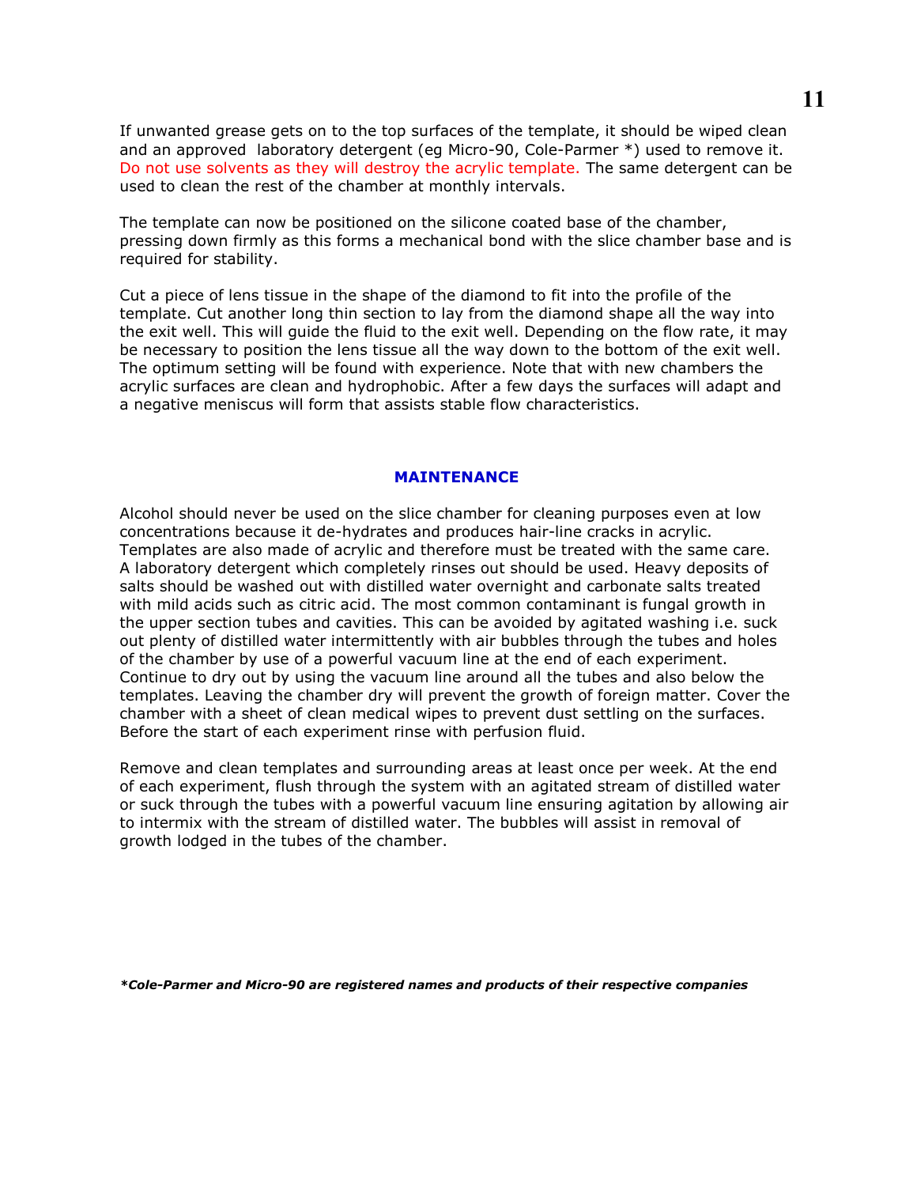If unwanted grease gets on to the top surfaces of the template, it should be wiped clean and an approved laboratory detergent (eg Micro-90, Cole-Parmer *) used to remove it. Do not use solvents as they will destroy the acrylic template. The same detergent can be used to clean the rest of the chamber at monthly intervals.

The template can now be positioned on the silicone coated base of the chamber, pressing down firmly as this forms a mechanical bond with the slice chamber base and is required for stability.

Cut a piece of lens tissue in the shape of the diamond to fit into the profile of the template. Cut another long thin section to lay from the diamond shape all the way into the exit well. This will guide the fluid to the exit well. Depending on the flow rate, it may be necessary to position the lens tissue all the way down to the bottom of the exit well. The optimum setting will be found with experience. Note that with new chambers the acrylic surfaces are clean and hydrophobic. After a few days the surfaces will adapt and a negative meniscus will form that assists stable flow characteristics.

## MAINTENANCE

Alcohol should never be used on the slice chamber for cleaning purposes even at low concentrations because it de-hydrates and produces hair-line cracks in acrylic. Templates are also made of acrylic and therefore must be treated with the same care. A laboratory detergent which completely rinses out should be used. Heavy deposits of salts should be washed out with distilled water overnight and carbonate salts treated with mild acids such as citric acid. The most common contaminant is fungal growth in the upper section tubes and cavities. This can be avoided by agitated washing i.e. suck out plenty of distilled water intermittently with air bubbles through the tubes and holes of the chamber by use of a powerful vacuum line at the end of each experiment. Continue to dry out by using the vacuum line around all the tubes and also below the templates. Leaving the chamber dry will prevent the growth of foreign matter. Cover the chamber with a sheet of clean medical wipes to prevent dust settling on the surfaces. Before the start of each experiment rinse with perfusion fluid.

Remove and clean templates and surrounding areas at least once per week. At the end of each experiment, flush through the system with an agitated stream of distilled water or suck through the tubes with a powerful vacuum line ensuring agitation by allowing air to intermix with the stream of distilled water. The bubbles will assist in removal of growth lodged in the tubes of the chamber.

***Cole-Parmer and Micro-90 are registered names and products of their respective companies***